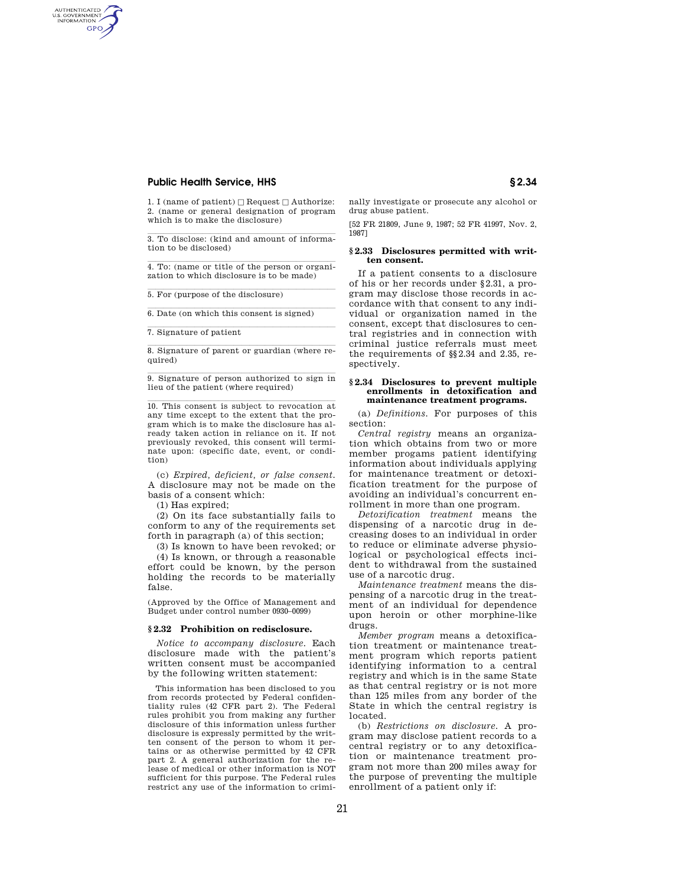1. I (name of patient) ☐ Request ☐ Authorize:
2. (name or general designation of program which is to make the disclosure)

3. To disclose: (kind and amount of information to be disclosed)

4. To: (name or title of the person or organization to which disclosure is to be made)

5. For (purpose of the disclosure)

6. Date (on which this consent is signed)

7. Signature of patient

8. Signature of parent or guardian (where required)

9. Signature of person authorized to sign in lieu of the patient (where required)

10. This consent is subject to revocation at any time except to the extent that the program which is to make the disclosure has already taken action in reliance on it. If not previously revoked, this consent will terminate upon: (specific date, event, or condition)

(c) *Expired, deficient, or false consent.* A disclosure may not be made on the basis of a consent which:

(1) Has expired;

(2) On its face substantially fails to conform to any of the requirements set forth in paragraph (a) of this section;

(3) Is known to have been revoked; or

(4) Is known, or through a reasonable effort could be known, by the person holding the records to be materially false.

(Approved by the Office of Management and Budget under control number 0930–0099)

## § 2.32 Prohibition on redisclosure.

*Notice to accompany disclosure.* Each disclosure made with the patient's written consent must be accompanied by the following written statement:

> This information has been disclosed to you from records protected by Federal confidentiality rules (42 CFR part 2). The Federal rules prohibit you from making any further disclosure of this information unless further disclosure is expressly permitted by the written consent of the person to whom it pertains or as otherwise permitted by 42 CFR part 2. A general authorization for the release of medical or other information is NOT sufficient for this purpose. The Federal rules restrict any use of the information to criminally investigate or prosecute any alcohol or drug abuse patient.

[52 FR 21809, June 9, 1987; 52 FR 41997, Nov. 2, 1987]

## § 2.33 Disclosures permitted with written consent.

If a patient consents to a disclosure of his or her records under § 2.31, a program may disclose those records in accordance with that consent to any individual or organization named in the consent, except that disclosures to central registries and in connection with criminal justice referrals must meet the requirements of §§ 2.34 and 2.35, respectively.

## § 2.34 Disclosures to prevent multiple enrollments in detoxification and maintenance treatment programs.

(a) *Definitions.* For purposes of this section:

*Central registry* means an organization which obtains from two or more member progams patient identifying information about individuals applying for maintenance treatment or detoxification treatment for the purpose of avoiding an individual's concurrent enrollment in more than one program.

*Detoxification treatment* means the dispensing of a narcotic drug in decreasing doses to an individual in order to reduce or eliminate adverse physiological or psychological effects incident to withdrawal from the sustained use of a narcotic drug.

*Maintenance treatment* means the dispensing of a narcotic drug in the treatment of an individual for dependence upon heroin or other morphine-like drugs.

*Member program* means a detoxification treatment or maintenance treatment program which reports patient identifying information to a central registry and which is in the same State as that central registry or is not more than 125 miles from any border of the State in which the central registry is located.

(b) *Restrictions on disclosure.* A program may disclose patient records to a central registry or to any detoxification or maintenance treatment program not more than 200 miles away for the purpose of preventing the multiple enrollment of a patient only if: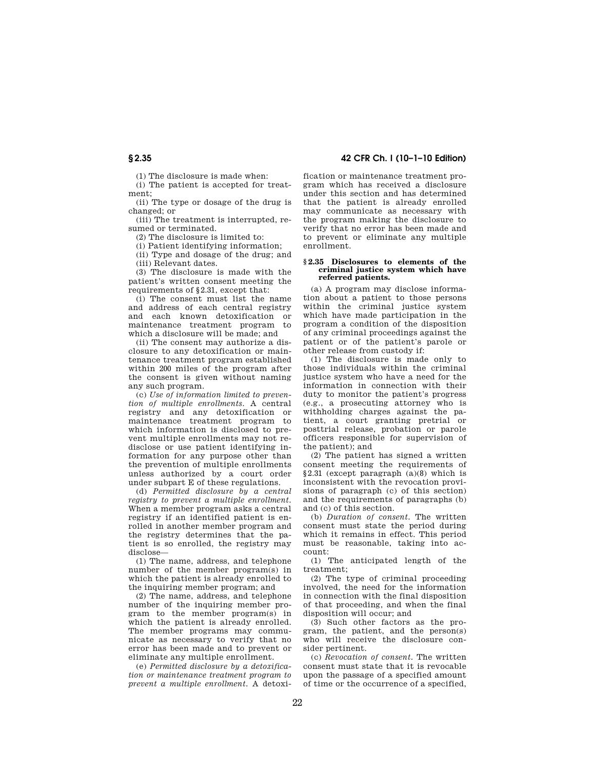(1) The disclosure is made when:

(i) The patient is accepted for treatment;

(ii) The type or dosage of the drug is changed; or

(iii) The treatment is interrupted, resumed or terminated.

(2) The disclosure is limited to:

(i) Patient identifying information;

(ii) Type and dosage of the drug; and

(iii) Relevant dates.

(3) The disclosure is made with the patient's written consent meeting the requirements of §2.31, except that:

(i) The consent must list the name and address of each central registry and each known detoxification or maintenance treatment program to which a disclosure will be made; and

(ii) The consent may authorize a disclosure to any detoxification or maintenance treatment program established within 200 miles of the program after the consent is given without naming any such program.

(c) *Use of information limited to prevention of multiple enrollments.* A central registry and any detoxification or maintenance treatment program to which information is disclosed to prevent multiple enrollments may not redisclose or use patient identifying information for any purpose other than the prevention of multiple enrollments unless authorized by a court order under subpart E of these regulations.

(d) *Permitted disclosure by a central registry to prevent a multiple enrollment.* When a member program asks a central registry if an identified patient is enrolled in another member program and the registry determines that the patient is so enrolled, the registry may disclose—

(1) The name, address, and telephone number of the member program(s) in which the patient is already enrolled to the inquiring member program; and

(2) The name, address, and telephone number of the inquiring member program to the member program(s) in which the patient is already enrolled. The member programs may communicate as necessary to verify that no error has been made and to prevent or eliminate any multiple enrollment.

(e) *Permitted disclosure by a detoxification or maintenance treatment program to prevent a multiple enrollment.* A detoxification or maintenance treatment program which has received a disclosure under this section and has determined that the patient is already enrolled may communicate as necessary with the program making the disclosure to verify that no error has been made and to prevent or eliminate any multiple enrollment.

### §2.35 Disclosures to elements of the criminal justice system which have referred patients.

(a) A program may disclose information about a patient to those persons within the criminal justice system which have made participation in the program a condition of the disposition of any criminal proceedings against the patient or of the patient's parole or other release from custody if:

(1) The disclosure is made only to those individuals within the criminal justice system who have a need for the information in connection with their duty to monitor the patient's progress (e.g., a prosecuting attorney who is withholding charges against the patient, a court granting pretrial or posttrial release, probation or parole officers responsible for supervision of the patient); and

(2) The patient has signed a written consent meeting the requirements of §2.31 (except paragraph (a)(8) which is inconsistent with the revocation provisions of paragraph (c) of this section) and the requirements of paragraphs (b) and (c) of this section.

(b) *Duration of consent.* The written consent must state the period during which it remains in effect. This period must be reasonable, taking into account:

(1) The anticipated length of the treatment;

(2) The type of criminal proceeding involved, the need for the information in connection with the final disposition of that proceeding, and when the final disposition will occur; and

(3) Such other factors as the program, the patient, and the person(s) who will receive the disclosure consider pertinent.

(c) *Revocation of consent.* The written consent must state that it is revocable upon the passage of a specified amount of time or the occurrence of a specified,